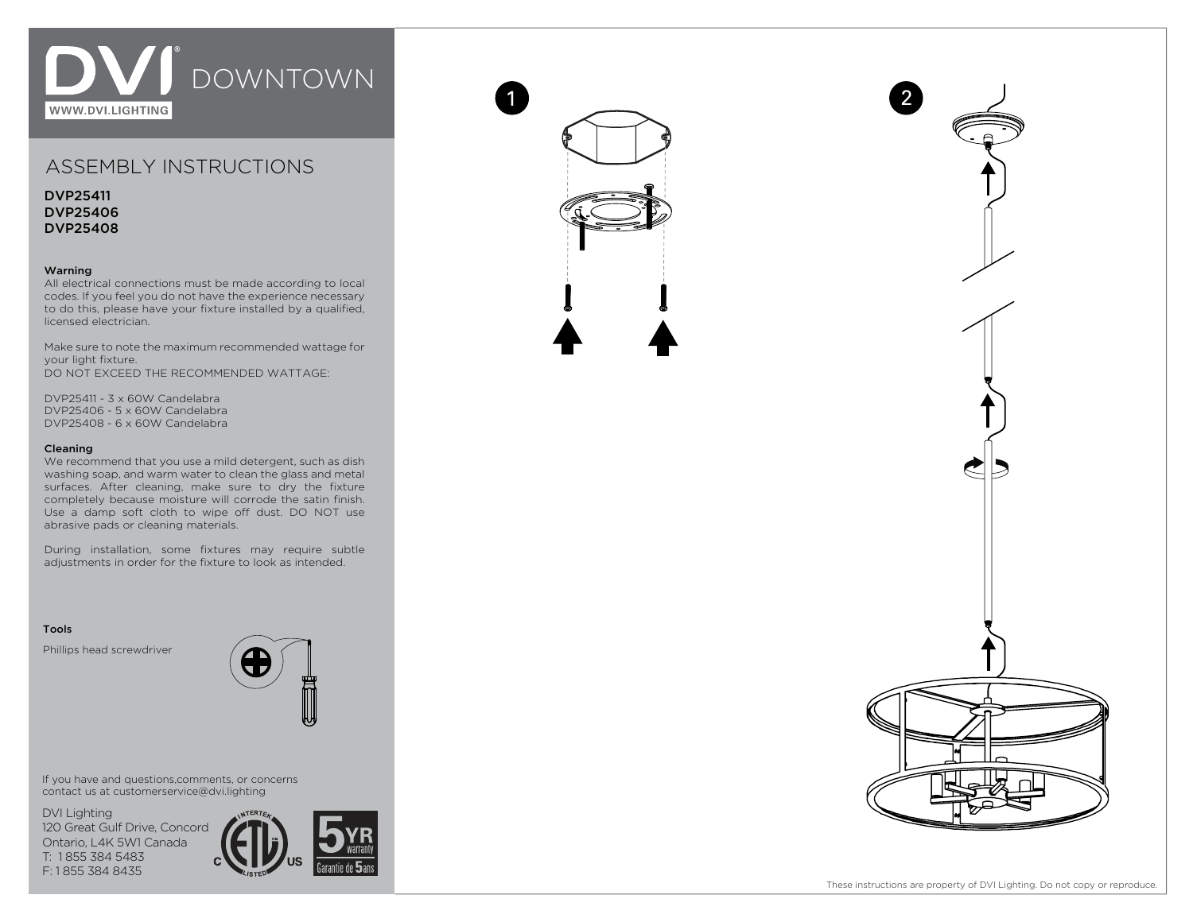# DVI DOWNTOWN

WWW.DVI.LIGHTING

## ASSEMBLY INSTRUCTIONS

**DVP25411**
**DVP25406**
**DVP25408**

### Warning

All electrical connections must be made according to local codes. If you feel you do not have the experience necessary to do this, please have your fixture installed by a qualified, licensed electrician.

Make sure to note the maximum recommended wattage for your light fixture.
DO NOT EXCEED THE RECOMMENDED WATTAGE:

DVP25411 - 3 x 60W Candelabra
DVP25406 - 5 x 60W Candelabra
DVP25408 - 6 x 60W Candelabra

### Cleaning

We recommend that you use a mild detergent, such as dish washing soap, and warm water to clean the glass and metal surfaces. After cleaning, make sure to dry the fixture completely because moisture will corrode the satin finish. Use a damp soft cloth to wipe off dust. DO NOT use abrasive pads or cleaning materials.

During installation, some fixtures may require subtle adjustments in order for the fixture to look as intended.

### Tools

Phillips head screwdriver

If you have and questions,comments, or concerns contact us at customerservice@dvi.lighting

DVI Lighting
120 Great Gulf Drive, Concord
Ontario, L4K 5W1 Canada
T: 1 855 384 5483
F: 1 855 384 8435

5YR warranty
Garantie de 5 ans

1

2

These instructions are property of DVI Lighting. Do not copy or reproduce.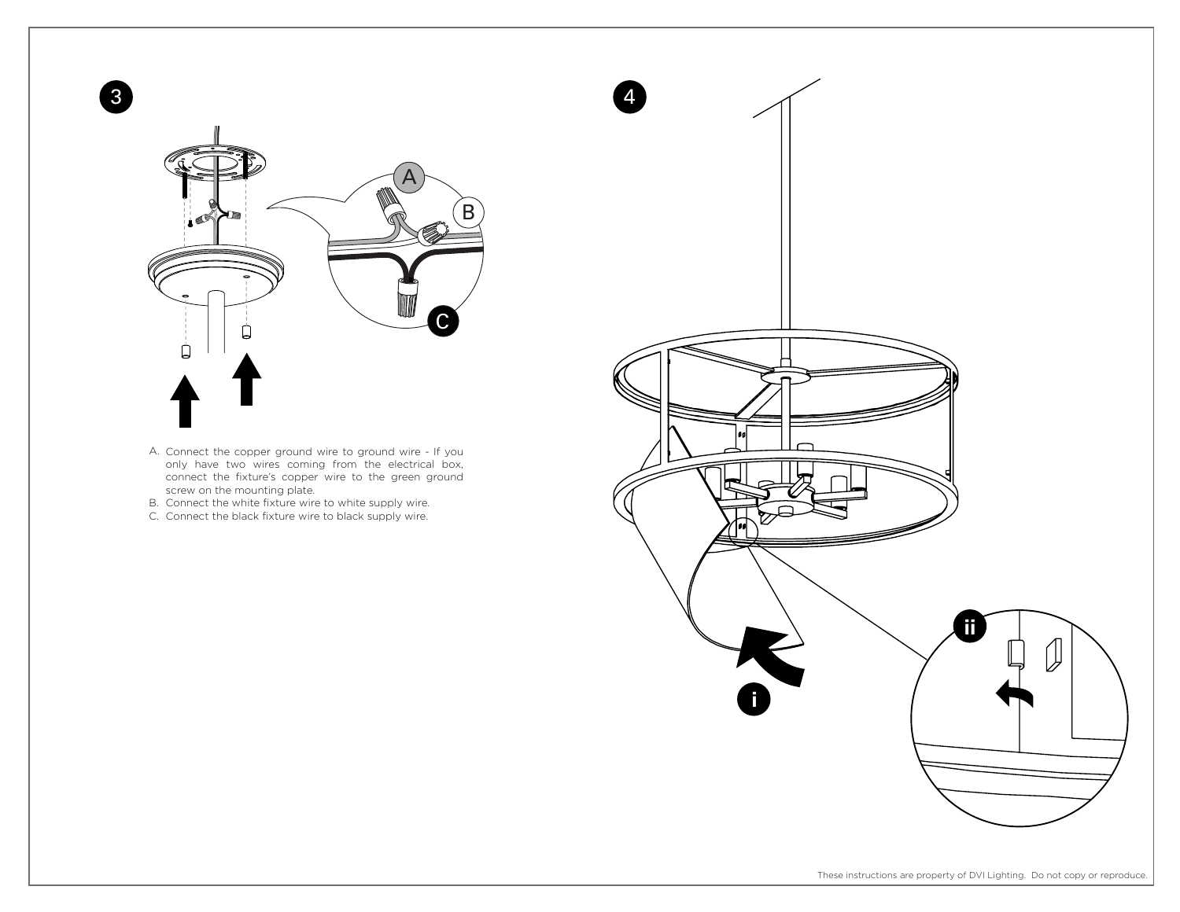3

A. Connect the copper ground wire to ground wire - If you only have two wires coming from the electrical box, connect the fixture's copper wire to the green ground screw on the mounting plate.
B. Connect the white fixture wire to white supply wire.
C. Connect the black fixture wire to black supply wire.

4

These instructions are property of DVI Lighting. Do not copy or reproduce.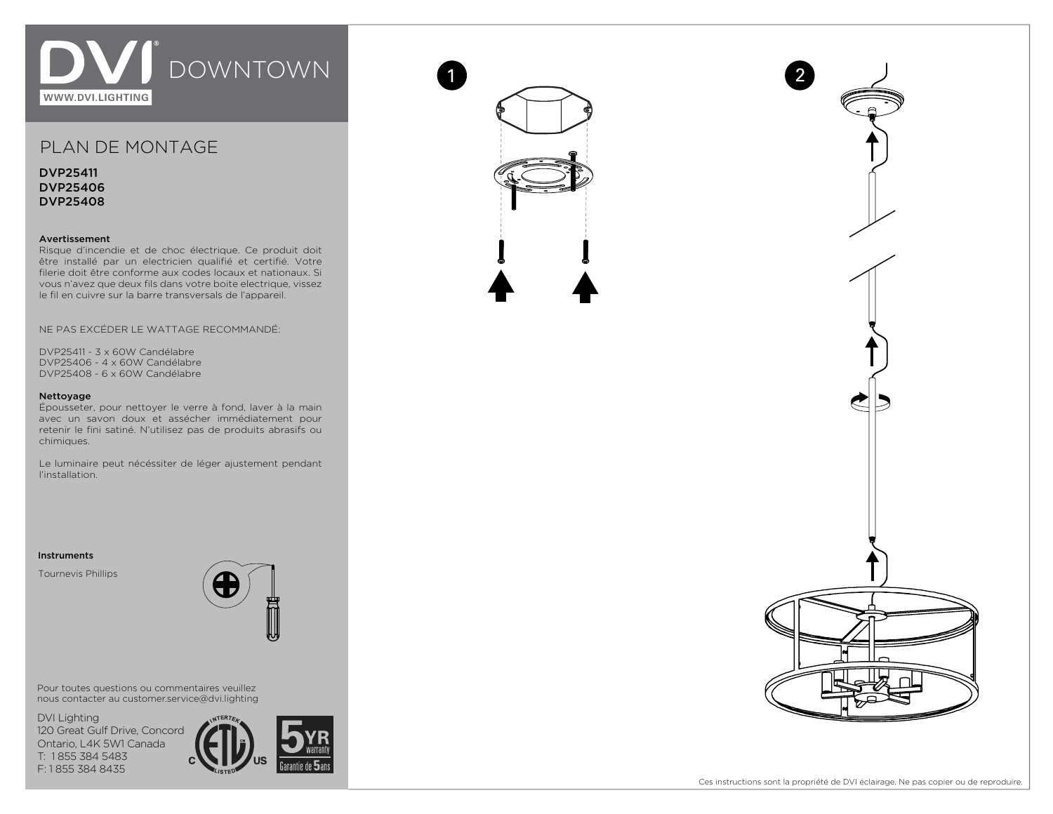# DVI® DOWNTOWN

WWW.DVI.LIGHTING

## PLAN DE MONTAGE

**DVP25411**
**DVP25406**
**DVP25408**

**Avertissement**
Risque d'incendie et de choc électrique. Ce produit doit être installé par un electricien qualifié et certifié. Votre filerie doit être conforme aux codes locaux et nationaux. Si vous n'avez que deux fils dans votre boite electrique, vissez le fil en cuivre sur la barre transversals de l'appareil.

NE PAS EXCÉDER LE WATTAGE RECOMMANDÉ:

DVP25411 - 3 x 60W Candélabre
DVP25406 - 4 x 60W Candélabre
DVP25408 - 6 x 60W Candélabre

**Nettoyage**
Épousseter, pour nettoyer le verre à fond, laver à la main avec un savon doux et assécher immédiatement pour retenir le fini satiné. N'utilisez pas de produits abrasifs ou chimiques.

Le luminaire peut nécéssiter de léger ajustement pendant l'installation.

**Instruments**

Tournevis Phillips

Pour toutes questions ou commentaires veuillez nous contacter au customer.service@dvi.lighting

DVI Lighting
120 Great Gulf Drive, Concord
Ontario, L4K 5W1 Canada
T: 1 855 384 5483
F: 1 855 384 8435

5 YR warranty
Garantie de 5 ans

1

2

Ces instructions sont la propriété de DVI éclairage. Ne pas copier ou de reproduire.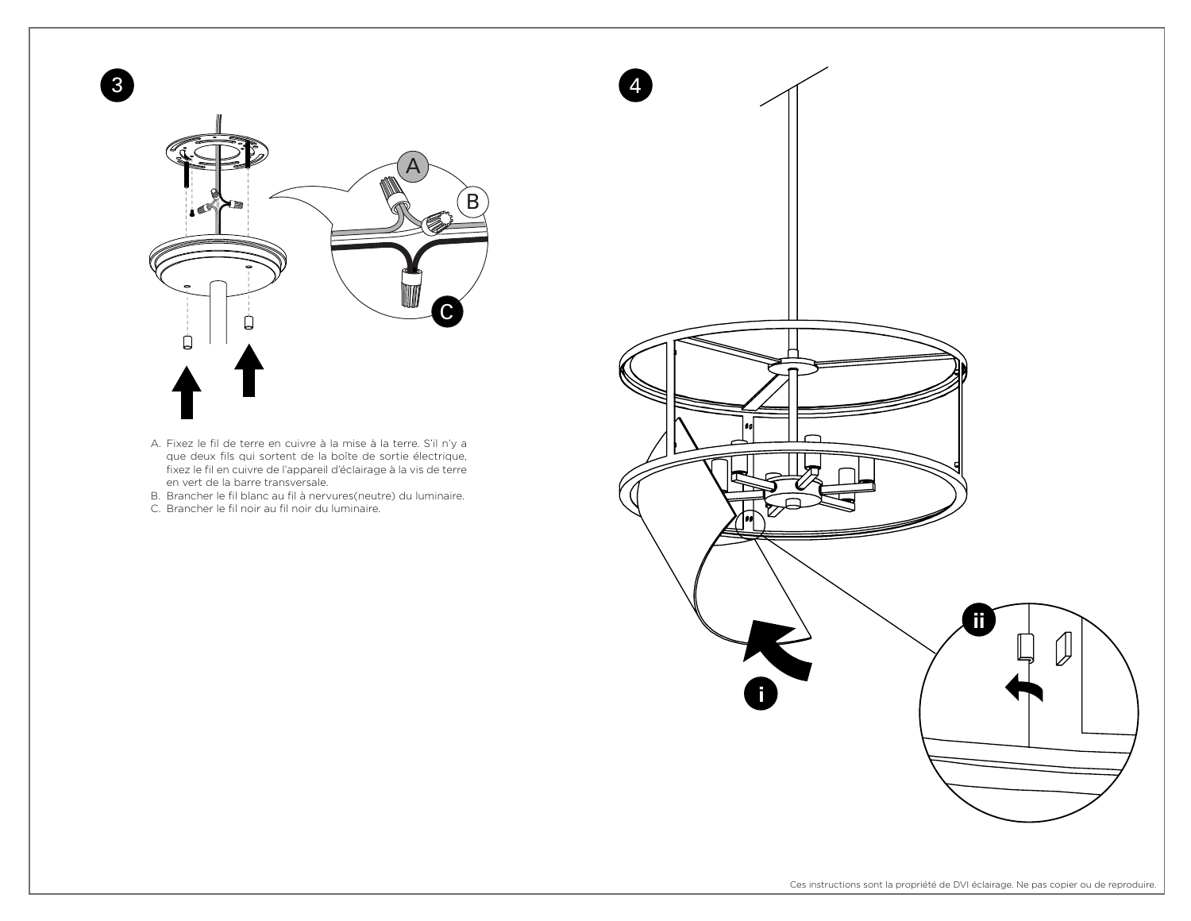3

A. Fixez le fil de terre en cuivre à la mise à la terre. S'il n'y a que deux fils qui sortent de la boîte de sortie électrique, fixez le fil en cuivre de l'appareil d'éclairage à la vis de terre en vert de la barre transversale.
B. Brancher le fil blanc au fil à nervures(neutre) du luminaire.
C. Brancher le fil noir au fil noir du luminaire.

4

Ces instructions sont la propriété de DVI éclairage. Ne pas copier ou de reproduire.